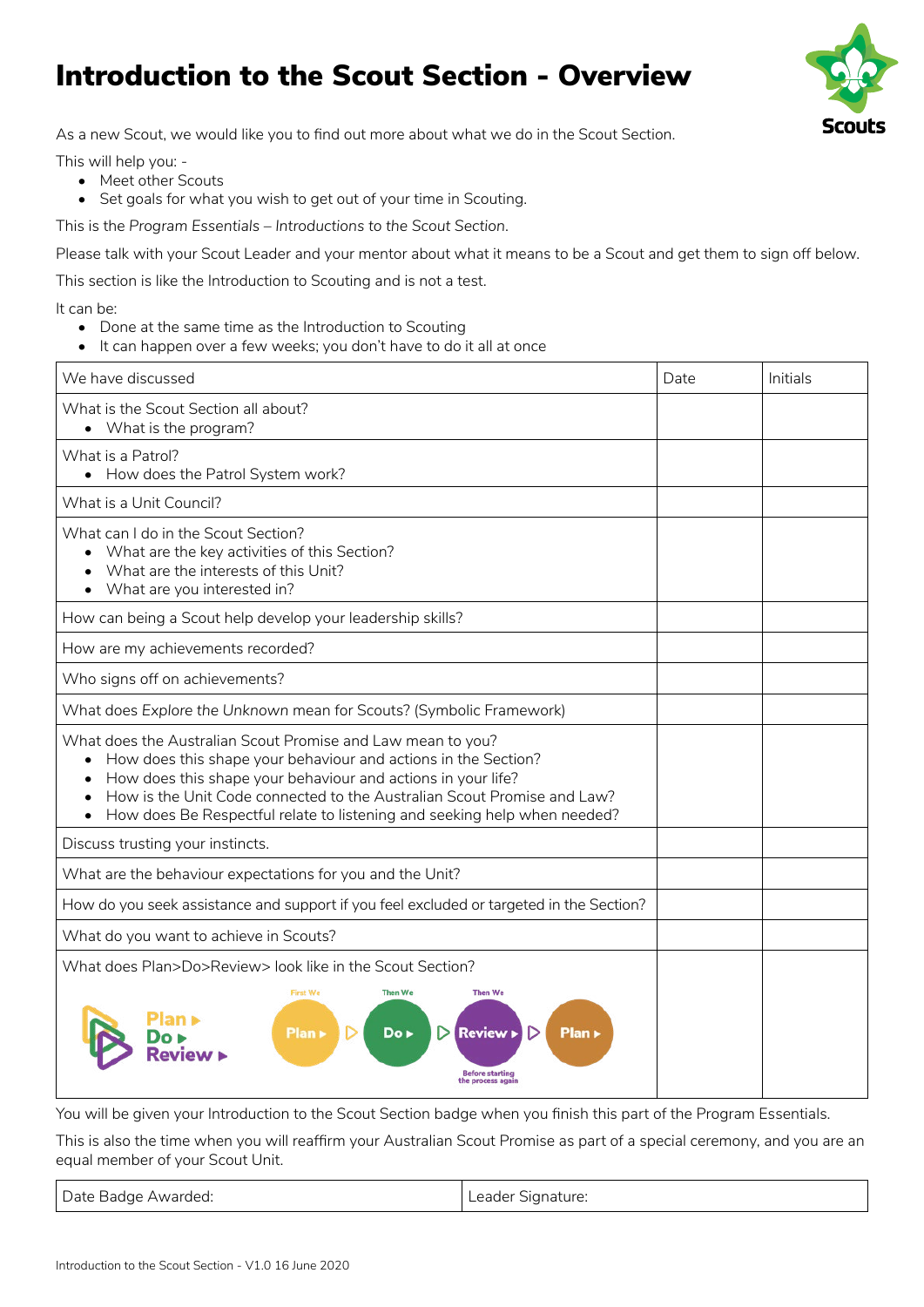# Introduction to the Scout Section - Overview

Scouts

As a new Scout, we would like you to find out more about what we do in the Scout Section.

This will help you: -

- Meet other Scouts
- Set goals for what you wish to get out of your time in Scouting.

This is the *Program Essentials – Introductions to the Scout Section*.

Please talk with your Scout Leader and your mentor about what it means to be a Scout and get them to sign off below.

This section is like the Introduction to Scouting and is not a test.

It can be:

- Done at the same time as the Introduction to Scouting
- It can happen over a few weeks; you don't have to do it all at once

| We have discussed | Date | Initials |
|---|---|---|
| What is the Scout Section all about?<br>• What is the program? | | |
| What is a Patrol?<br>• How does the Patrol System work? | | |
| What is a Unit Council? | | |
| What can I do in the Scout Section?<br>• What are the key activities of this Section?<br>• What are the interests of this Unit?<br>• What are you interested in? | | |
| How can being a Scout help develop your leadership skills? | | |
| How are my achievements recorded? | | |
| Who signs off on achievements? | | |
| What does *Explore the Unknown* mean for Scouts? (Symbolic Framework) | | |
| What does the Australian Scout Promise and Law mean to you?<br>• How does this shape your behaviour and actions in the Section?<br>• How does this shape your behaviour and actions in your life?<br>• How is the Unit Code connected to the Australian Scout Promise and Law?<br>• How does Be Respectful relate to listening and seeking help when needed? | | |
| Discuss trusting your instincts. | | |
| What are the behaviour expectations for you and the Unit? | | |
| How do you seek assistance and support if you feel excluded or targeted in the Section? | | |
| What do you want to achieve in Scouts? | | |
| What does Plan>Do>Review> look like in the Scout Section?<br>Plan ▸ Do ▸ Review ▸<br>First We Plan ▸ Then We Do ▸ Then We Review ▸ Plan ▸ Before starting the process again | | |

You will be given your Introduction to the Scout Section badge when you finish this part of the Program Essentials.

This is also the time when you will reaffirm your Australian Scout Promise as part of a special ceremony, and you are an equal member of your Scout Unit.

| | |
|---|---|
| Date Badge Awarded: | Leader Signature: |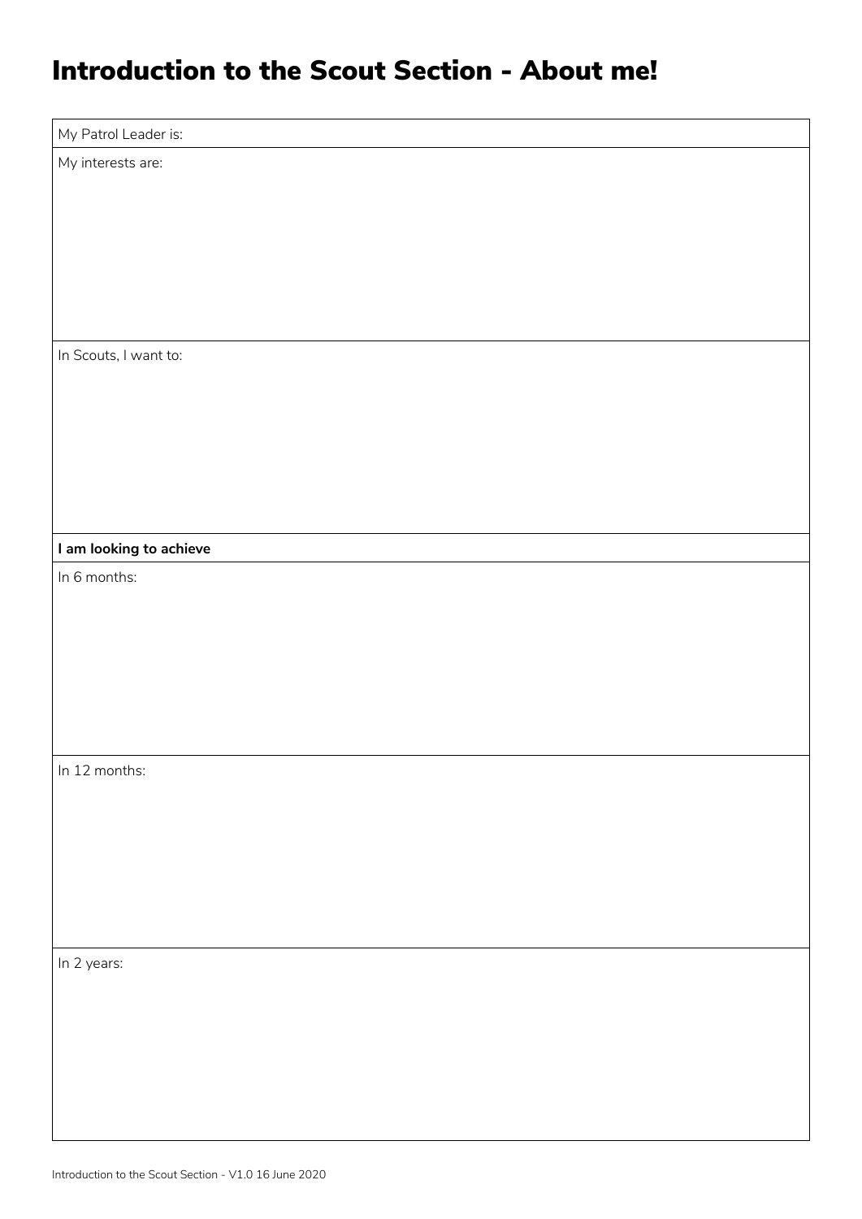# Introduction to the Scout Section - About me!

| |
|---|
| My Patrol Leader is: |
| My interests are: |
| In Scouts, I want to: |
| **I am looking to achieve** |
| In 6 months: |
| In 12 months: |
| In 2 years: |